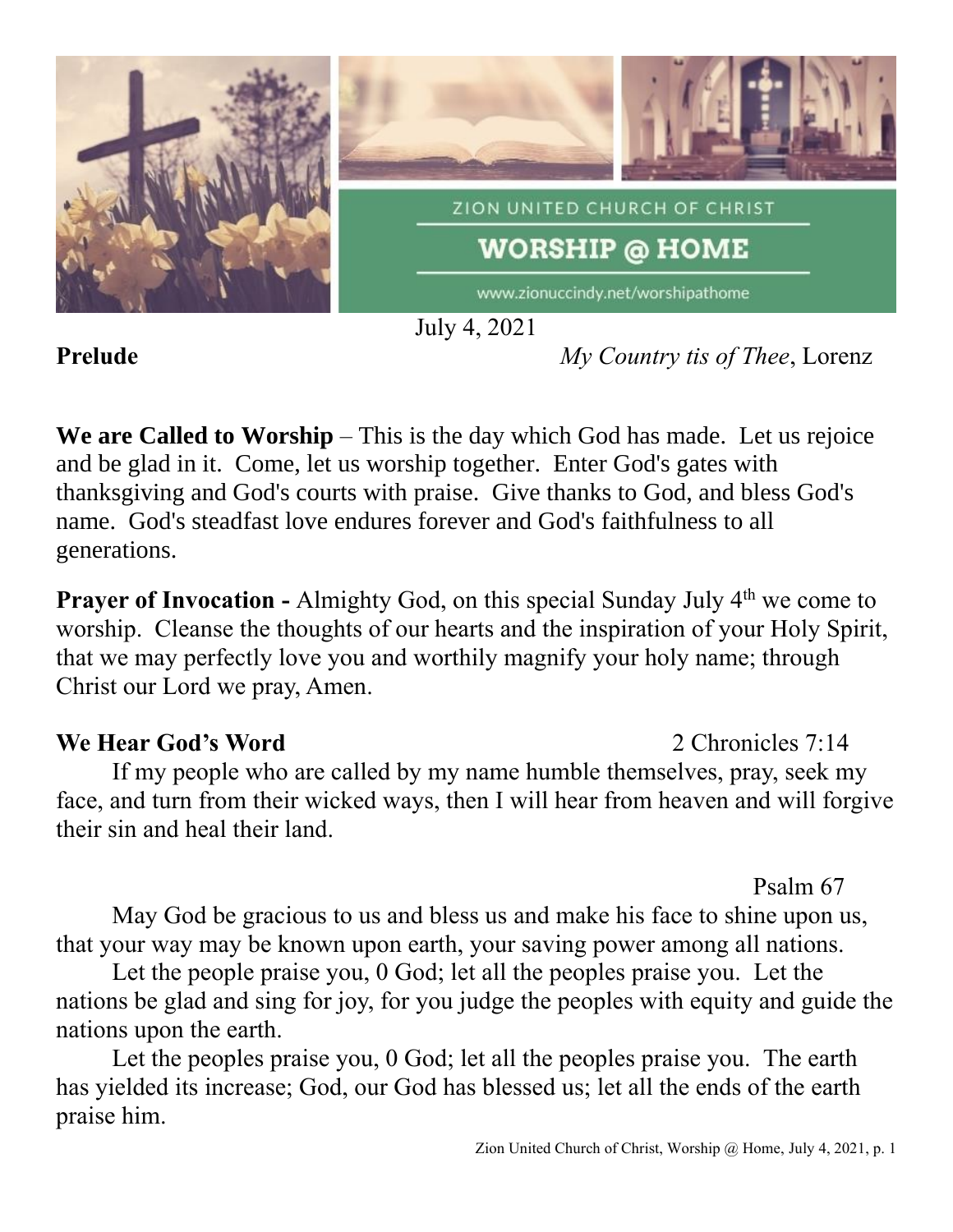ZION UNITED CHURCH OF CHRIST

# WORSHIP @ HOME

www.zionuccindy.net/worshipathome

July 4, 2021

**Prelude** *My Country tis of Thee*, Lorenz

**We are Called to Worship** – This is the day which God has made. Let us rejoice and be glad in it. Come, let us worship together. Enter God's gates with thanksgiving and God's courts with praise. Give thanks to God, and bless God's name. God's steadfast love endures forever and God's faithfulness to all generations.

**Prayer of Invocation -** Almighty God, on this special Sunday July 4th we come to worship. Cleanse the thoughts of our hearts and the inspiration of your Holy Spirit, that we may perfectly love you and worthily magnify your holy name; through Christ our Lord we pray, Amen.

**We Hear God's Word** 2 Chronicles 7:14

If my people who are called by my name humble themselves, pray, seek my face, and turn from their wicked ways, then I will hear from heaven and will forgive their sin and heal their land.

Psalm 67

May God be gracious to us and bless us and make his face to shine upon us, that your way may be known upon earth, your saving power among all nations.

Let the people praise you, 0 God; let all the peoples praise you. Let the nations be glad and sing for joy, for you judge the peoples with equity and guide the nations upon the earth.

Let the peoples praise you, 0 God; let all the peoples praise you. The earth has yielded its increase; God, our God has blessed us; let all the ends of the earth praise him.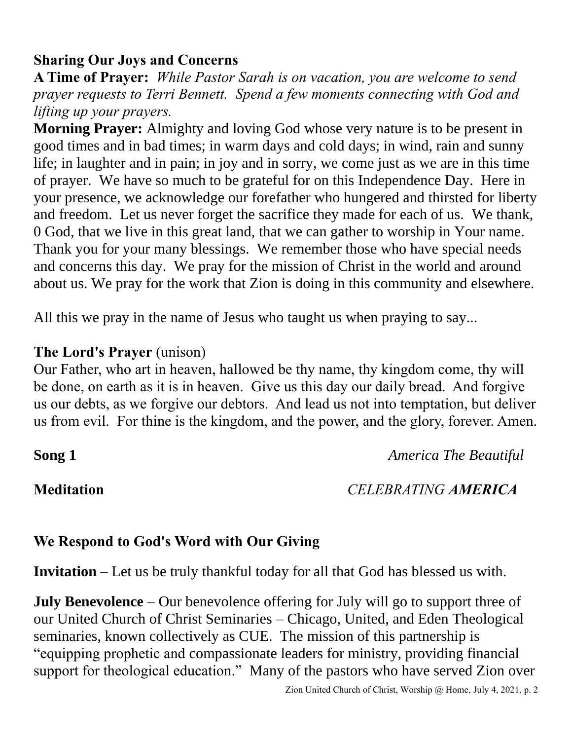**Sharing Our Joys and Concerns**

**A Time of Prayer:** *While Pastor Sarah is on vacation, you are welcome to send prayer requests to Terri Bennett. Spend a few moments connecting with God and lifting up your prayers.*

**Morning Prayer:** Almighty and loving God whose very nature is to be present in good times and in bad times; in warm days and cold days; in wind, rain and sunny life; in laughter and in pain; in joy and in sorry, we come just as we are in this time of prayer. We have so much to be grateful for on this Independence Day. Here in your presence, we acknowledge our forefather who hungered and thirsted for liberty and freedom. Let us never forget the sacrifice they made for each of us. We thank, 0 God, that we live in this great land, that we can gather to worship in Your name. Thank you for your many blessings. We remember those who have special needs and concerns this day. We pray for the mission of Christ in the world and around about us. We pray for the work that Zion is doing in this community and elsewhere.

All this we pray in the name of Jesus who taught us when praying to say...

**The Lord's Prayer** (unison)

Our Father, who art in heaven, hallowed be thy name, thy kingdom come, thy will be done, on earth as it is in heaven. Give us this day our daily bread. And forgive us our debts, as we forgive our debtors. And lead us not into temptation, but deliver us from evil. For thine is the kingdom, and the power, and the glory, forever. Amen.

**Song 1** *America The Beautiful*

**Meditation** *CELEBRATING* ***AMERICA***

**We Respond to God's Word with Our Giving**

**Invitation –** Let us be truly thankful today for all that God has blessed us with.

**July Benevolence** – Our benevolence offering for July will go to support three of our United Church of Christ Seminaries – Chicago, United, and Eden Theological seminaries, known collectively as CUE. The mission of this partnership is "equipping prophetic and compassionate leaders for ministry, providing financial support for theological education." Many of the pastors who have served Zion over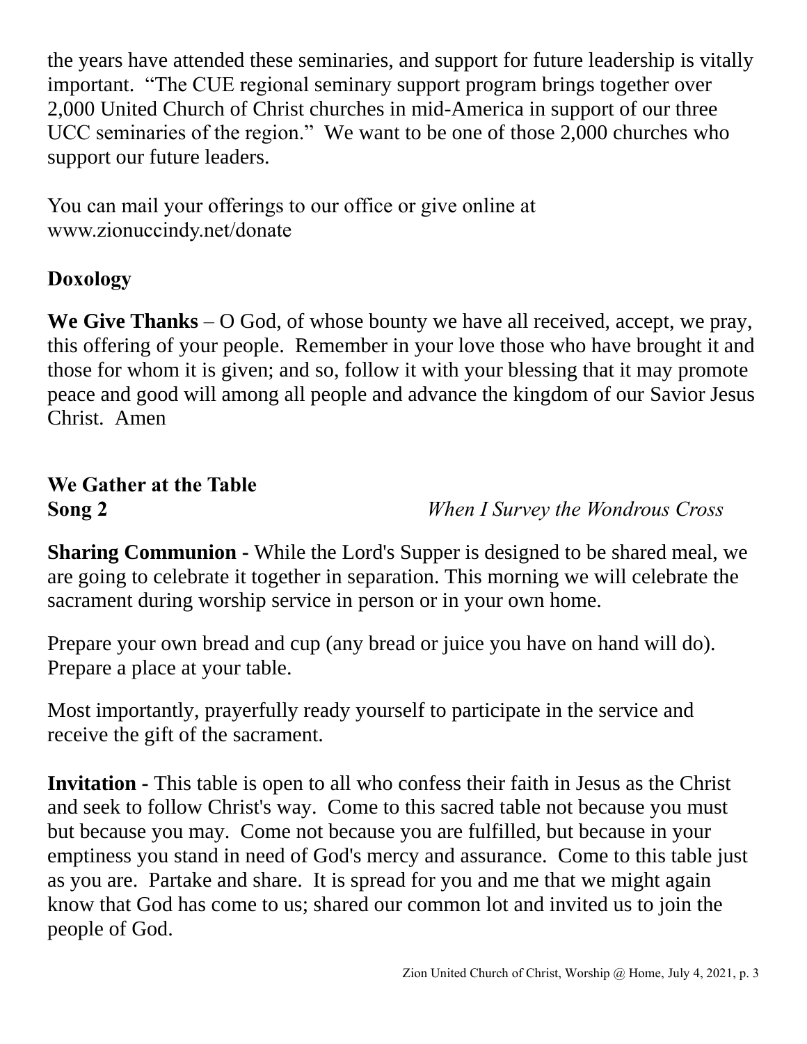the years have attended these seminaries, and support for future leadership is vitally important. "The CUE regional seminary support program brings together over 2,000 United Church of Christ churches in mid-America in support of our three UCC seminaries of the region." We want to be one of those 2,000 churches who support our future leaders.

You can mail your offerings to our office or give online at www.zionuccindy.net/donate

**Doxology**

**We Give Thanks** – O God, of whose bounty we have all received, accept, we pray, this offering of your people. Remember in your love those who have brought it and those for whom it is given; and so, follow it with your blessing that it may promote peace and good will among all people and advance the kingdom of our Savior Jesus Christ. Amen

**We Gather at the Table**

**Song 2** *When I Survey the Wondrous Cross*

**Sharing Communion -** While the Lord's Supper is designed to be shared meal, we are going to celebrate it together in separation. This morning we will celebrate the sacrament during worship service in person or in your own home.

Prepare your own bread and cup (any bread or juice you have on hand will do). Prepare a place at your table.

Most importantly, prayerfully ready yourself to participate in the service and receive the gift of the sacrament.

**Invitation -** This table is open to all who confess their faith in Jesus as the Christ and seek to follow Christ's way. Come to this sacred table not because you must but because you may. Come not because you are fulfilled, but because in your emptiness you stand in need of God's mercy and assurance. Come to this table just as you are. Partake and share. It is spread for you and me that we might again know that God has come to us; shared our common lot and invited us to join the people of God.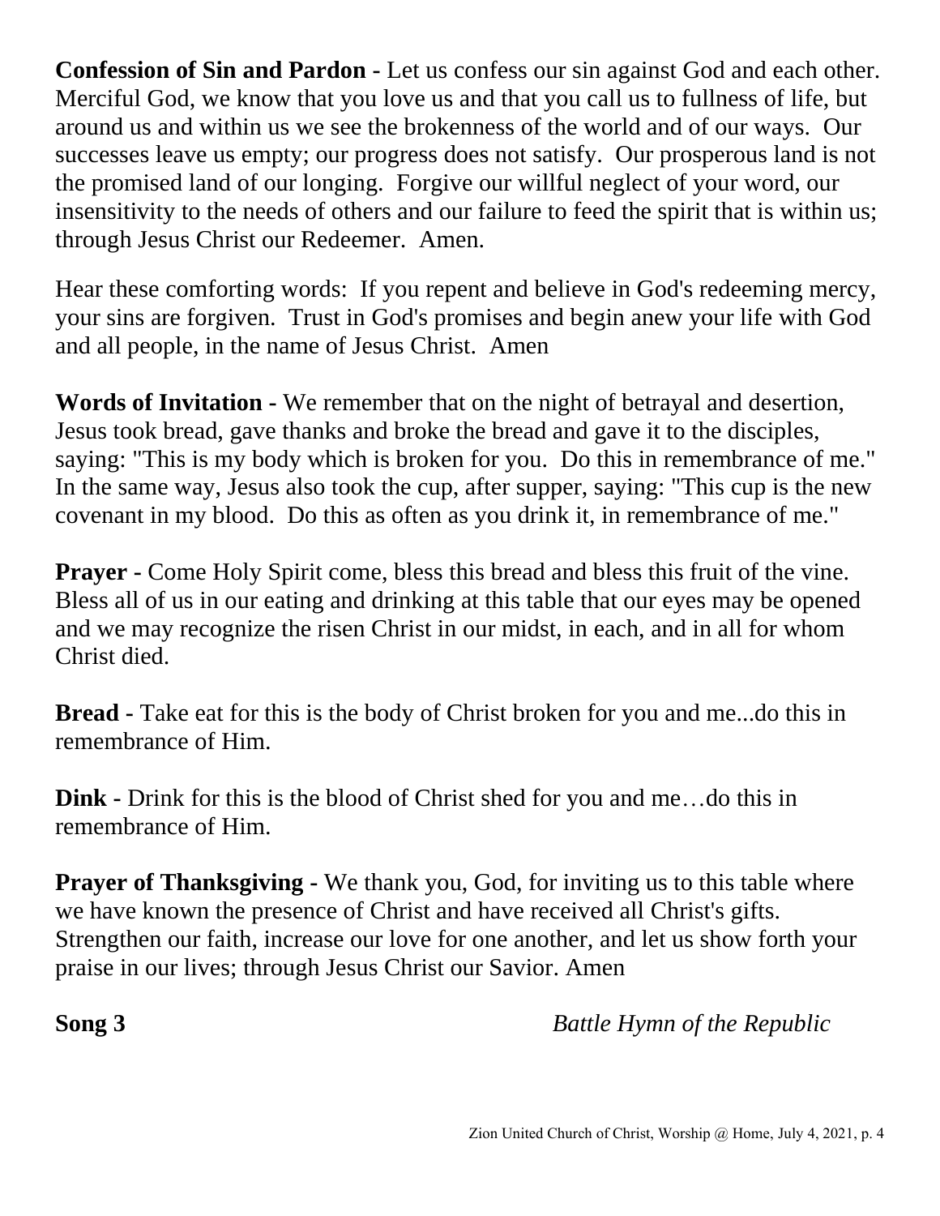**Confession of Sin and Pardon -** Let us confess our sin against God and each other. Merciful God, we know that you love us and that you call us to fullness of life, but around us and within us we see the brokenness of the world and of our ways. Our successes leave us empty; our progress does not satisfy. Our prosperous land is not the promised land of our longing. Forgive our willful neglect of your word, our insensitivity to the needs of others and our failure to feed the spirit that is within us; through Jesus Christ our Redeemer. Amen.

Hear these comforting words: If you repent and believe in God's redeeming mercy, your sins are forgiven. Trust in God's promises and begin anew your life with God and all people, in the name of Jesus Christ. Amen

**Words of Invitation -** We remember that on the night of betrayal and desertion, Jesus took bread, gave thanks and broke the bread and gave it to the disciples, saying: "This is my body which is broken for you. Do this in remembrance of me." In the same way, Jesus also took the cup, after supper, saying: "This cup is the new covenant in my blood. Do this as often as you drink it, in remembrance of me."

**Prayer -** Come Holy Spirit come, bless this bread and bless this fruit of the vine. Bless all of us in our eating and drinking at this table that our eyes may be opened and we may recognize the risen Christ in our midst, in each, and in all for whom Christ died.

**Bread -** Take eat for this is the body of Christ broken for you and me...do this in remembrance of Him.

**Dink -** Drink for this is the blood of Christ shed for you and me…do this in remembrance of Him.

**Prayer of Thanksgiving -** We thank you, God, for inviting us to this table where we have known the presence of Christ and have received all Christ's gifts. Strengthen our faith, increase our love for one another, and let us show forth your praise in our lives; through Jesus Christ our Savior. Amen

**Song 3** *Battle Hymn of the Republic*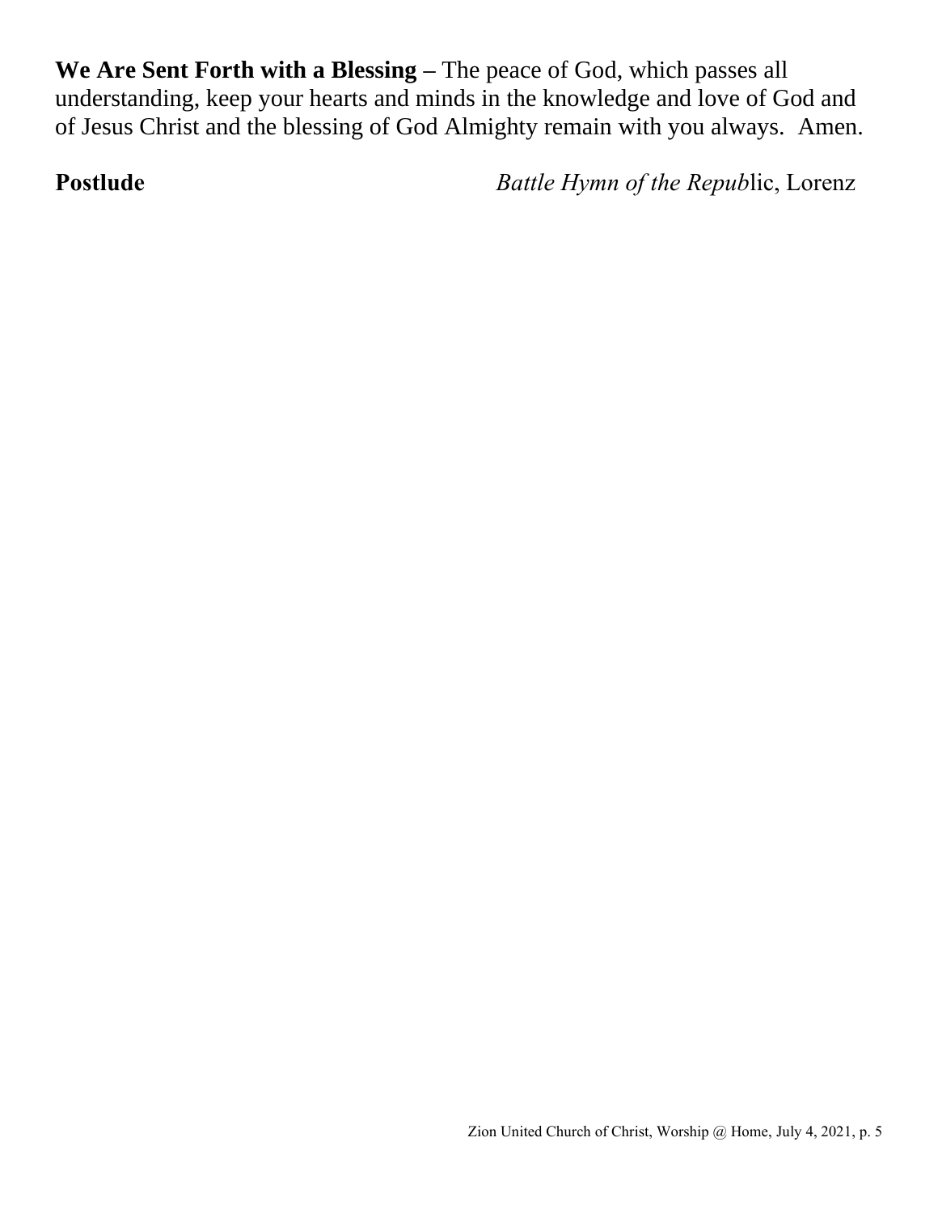**We Are Sent Forth with a Blessing –** The peace of God, which passes all understanding, keep your hearts and minds in the knowledge and love of God and of Jesus Christ and the blessing of God Almighty remain with you always. Amen.

**Postlude** *Battle Hymn of the Repub*lic, Lorenz